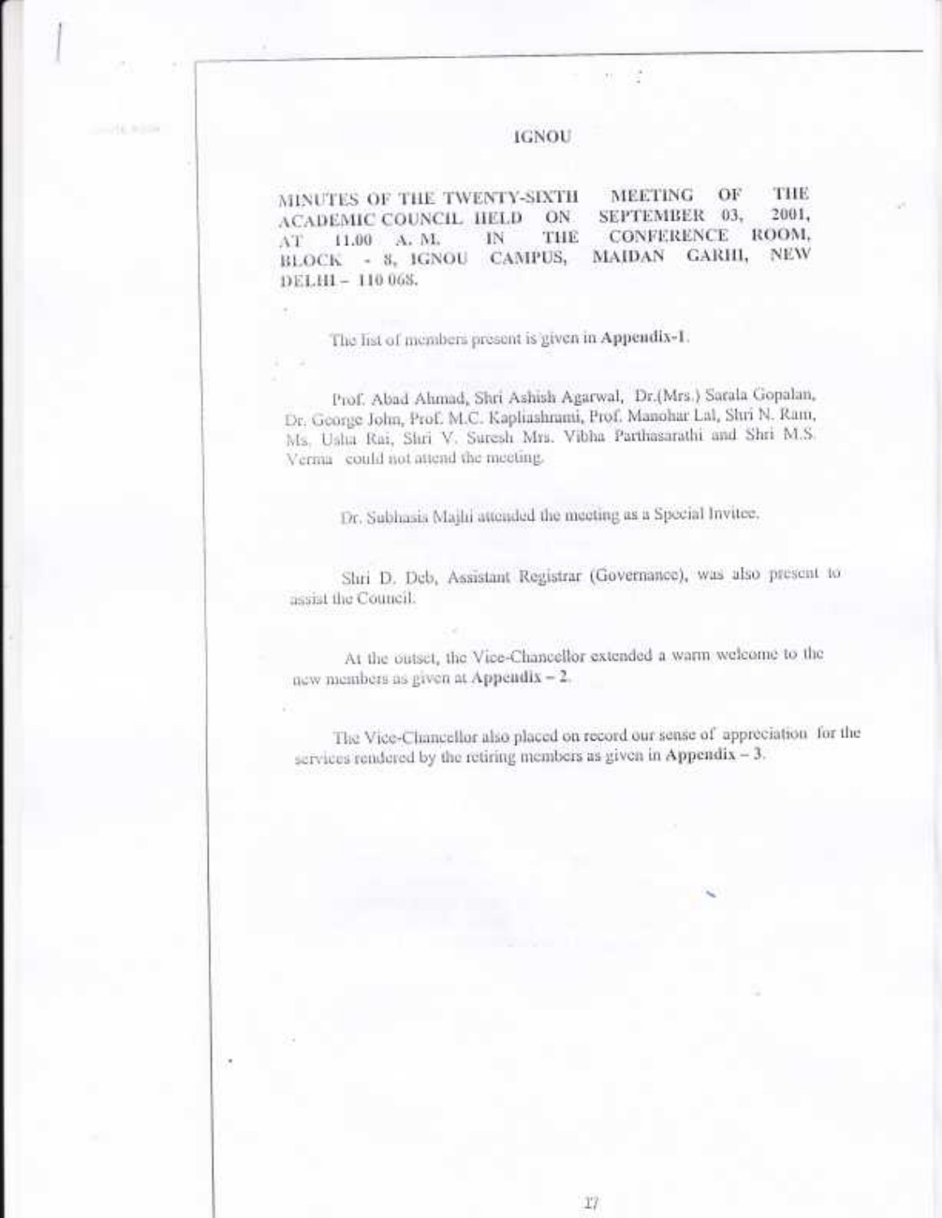# IGNOU

**MINUTES OF THE TWENTY-SIXTH MEETING OF THE ACADEMIC COUNCIL HELD ON SEPTEMBER 03, 2001, AT 11.00 A. M. IN THE CONFERENCE ROOM, BLOCK - 8, IGNOU CAMPUS, MAIDAN GARHI, NEW DELHI – 110 068.**

The list of members present is given in **Appendix-1**.

Prof. Abad Ahmad, Shri Ashish Agarwal, Dr.(Mrs.) Sarala Gopalan, Dr. George John, Prof. M.C. Kapliashrami, Prof. Manohar Lal, Shri N. Ram, Ms. Usha Rai, Shri V. Suresh Mrs. Vibha Parthasarathi and Shri M.S. Verma could not attend the meeting.

Dr. Subhasis Majhi attended the meeting as a Special Invitee.

Shri D. Deb, Assistant Registrar (Governance), was also present to assist the Council.

At the outset, the Vice-Chancellor extended a warm welcome to the new members as given at **Appendix – 2**.

The Vice-Chancellor also placed on record our sense of appreciation for the services rendered by the retiring members as given in **Appendix – 3**.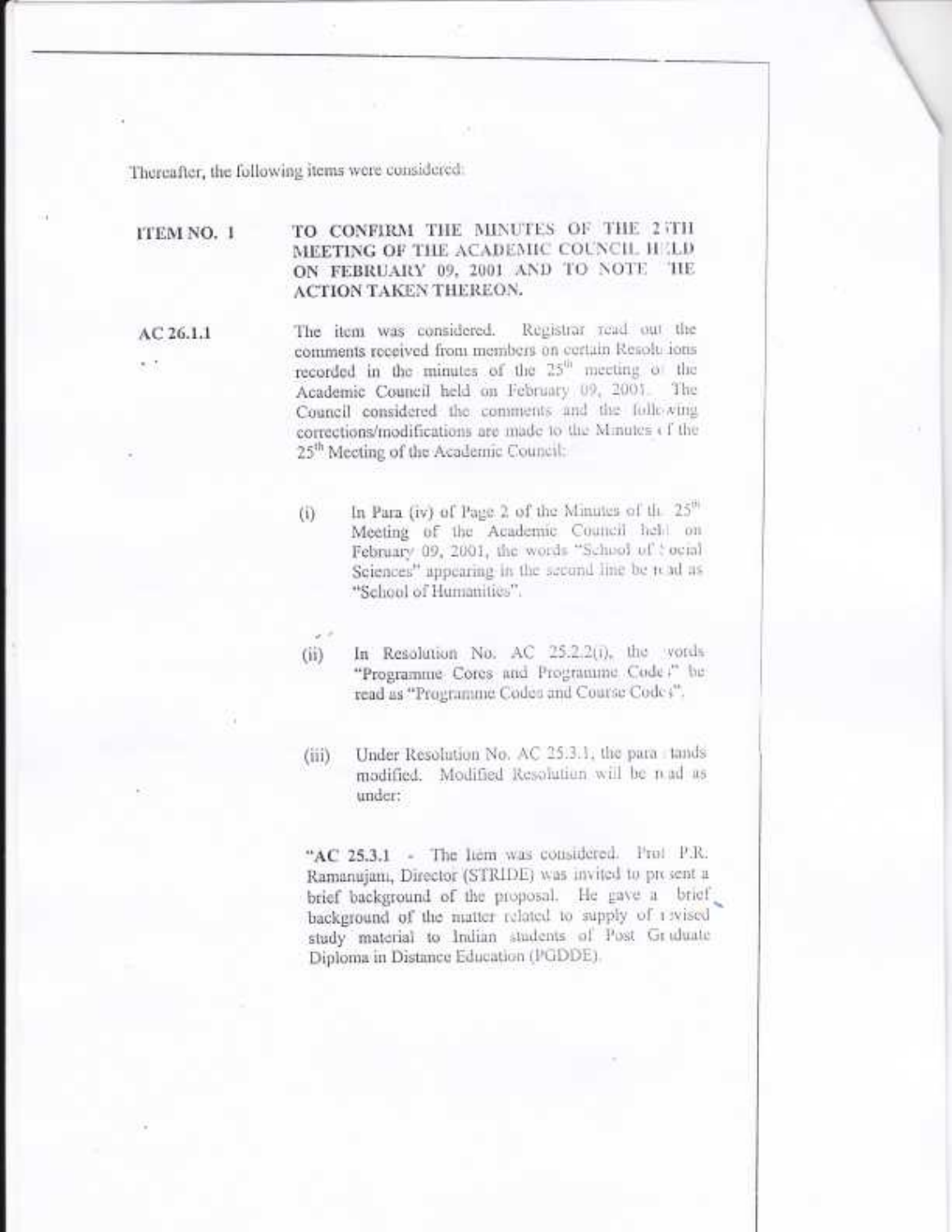Thereafter, the following items were considered:

**ITEM NO. 1** **TO CONFIRM THE MINUTES OF THE 25TH MEETING OF THE ACADEMIC COUNCIL HELD ON FEBRUARY 09, 2001 AND TO NOTE THE ACTION TAKEN THEREON.**

**AC 26.1.1**

The item was considered. Registrar read out the comments received from members on certain Resolutions recorded in the minutes of the 25th meeting of the Academic Council held on February 09, 2001. The Council considered the comments and the following corrections/modifications are made to the Minutes of the 25th Meeting of the Academic Council:

(i) In Para (iv) of Page 2 of the Minutes of the 25th Meeting of the Academic Council held on February 09, 2001, the words "School of Social Sciences" appearing in the second line be read as "School of Humanities".

(ii) In Resolution No. AC 25.2.2(i), the words "Programme Cores and Programme Codes" be read as "Programme Codes and Course Codes".

(iii) Under Resolution No. AC 25.3.1, the para stands modified. Modified Resolution will be read as under:

"**AC 25.3.1** - The Item was considered. Prof. P.R. Ramanujam, Director (STRIDE) was invited to present a brief background of the proposal. He gave a brief background of the matter related to supply of revised study material to Indian students of Post Graduate Diploma in Distance Education (PGDDE).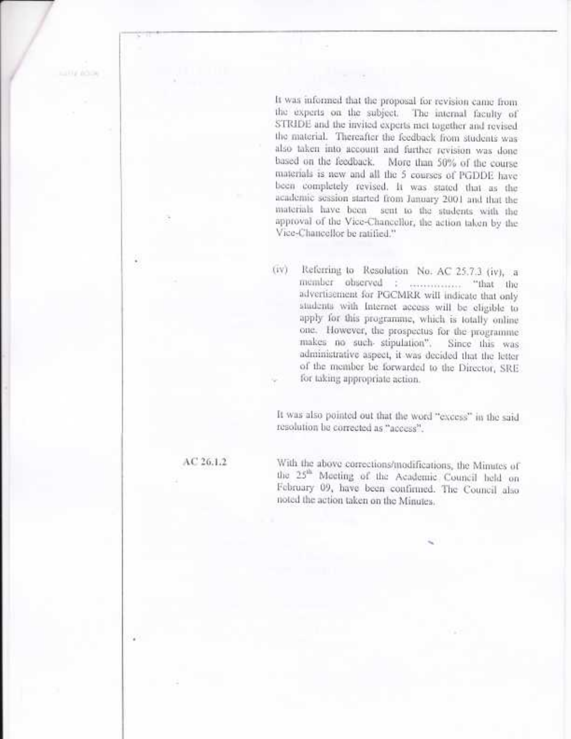It was informed that the proposal for revision came from the experts on the subject. The internal faculty of STRIDE and the invited experts met together and revised the material. Thereafter the feedback from students was also taken into account and further revision was done based on the feedback. More than 50% of the course materials is new and all the 5 courses of PGDDE have been completely revised. It was stated that as the academic session started from January 2001 and that the materials have been sent to the students with the approval of the Vice-Chancellor, the action taken by the Vice-Chancellor be ratified."

(iv) Referring to Resolution No. AC 25.7.3 (iv), a member observed : ............... "that the advertisement for PGCMRR will indicate that only students with Internet access will be eligible to apply for this programme, which is totally online one. However, the prospectus for the programme makes no such stipulation". Since this was administrative aspect, it was decided that the letter of the member be forwarded to the Director, SRE for taking appropriate action.

It was also pointed out that the word "excess" in the said resolution be corrected as "access".

AC 26.1.2

With the above corrections/modifications, the Minutes of the 25th Meeting of the Academic Council held on February 09, have been confirmed. The Council also noted the action taken on the Minutes.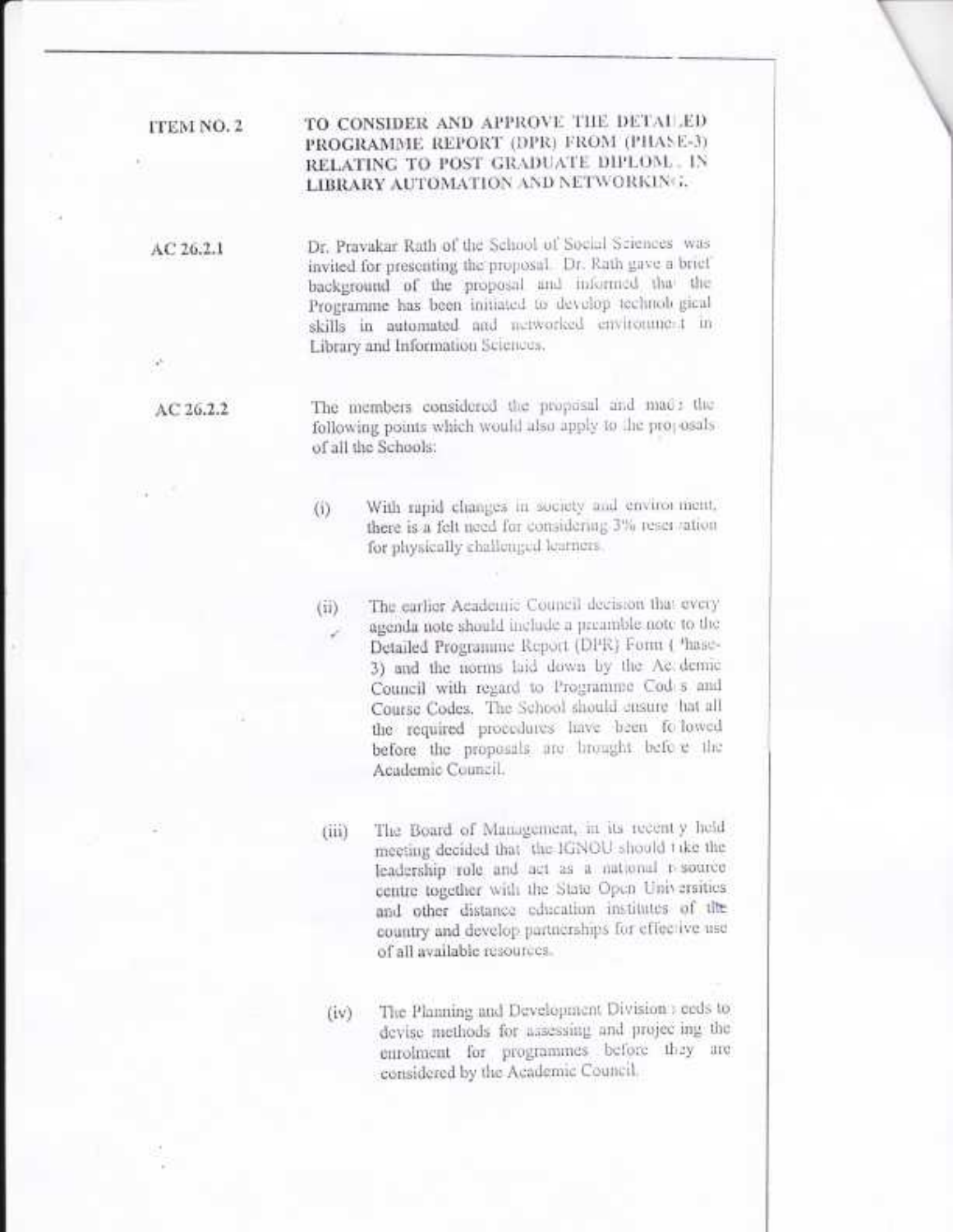**ITEM NO. 2** — **TO CONSIDER AND APPROVE THE DETAILED PROGRAMME REPORT (DPR) FROM (PHASE-3) RELATING TO POST GRADUATE DIPLOMA IN LIBRARY AUTOMATION AND NETWORKING.**

**AC 26.2.1** Dr. Pravakar Rath of the School of Social Sciences was invited for presenting the proposal. Dr. Rath gave a brief background of the proposal and informed that the Programme has been initiated to develop technological skills in automated and networked environment in Library and Information Sciences.

**AC 26.2.2** The members considered the proposal and made the following points which would also apply to the proposals of all the Schools:

(i) With rapid changes in society and environment, there is a felt need for considering 3% reservation for physically challenged learners.

(ii) The earlier Academic Council decision that every agenda note should include a preamble note to the Detailed Programme Report (DPR) Form (Phase-3) and the norms laid down by the Academic Council with regard to Programme Codes and Course Codes. The School should ensure that all the required procedures have been followed before the proposals are brought before the Academic Council.

(iii) The Board of Management, in its recently held meeting decided that the IGNOU should take the leadership role and act as a national resource centre together with the State Open Universities and other distance education institutes of the country and develop partnerships for effective use of all available resources.

(iv) The Planning and Development Division needs to devise methods for assessing and projecting the enrolment for programmes before they are considered by the Academic Council.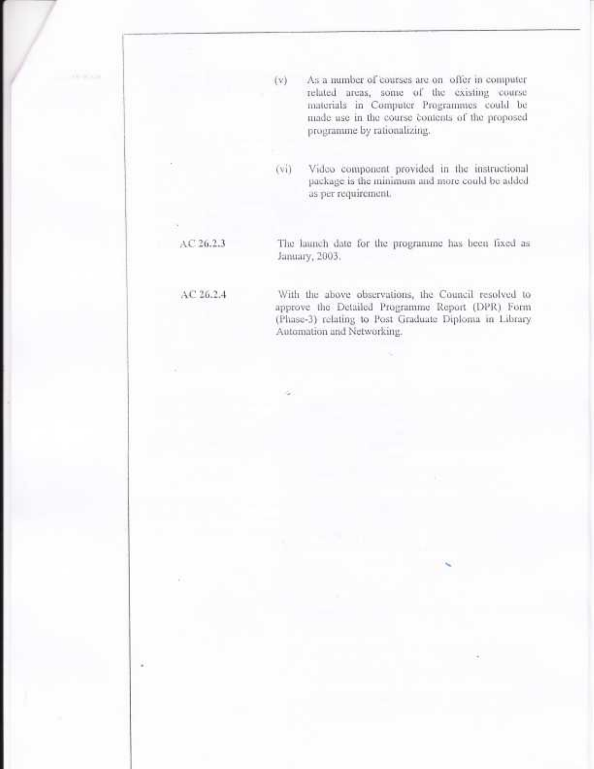(v) As a number of courses are on offer in computer related areas, some of the existing course materials in Computer Programmes could be made use in the course contents of the proposed programme by rationalizing.

(vi) Video component provided in the instructional package is the minimum and more could be added as per requirement.

AC 26.2.3 The launch date for the programme has been fixed as January, 2003.

AC 26.2.4 With the above observations, the Council resolved to approve the Detailed Programme Report (DPR) Form (Phase-3) relating to Post Graduate Diploma in Library Automation and Networking.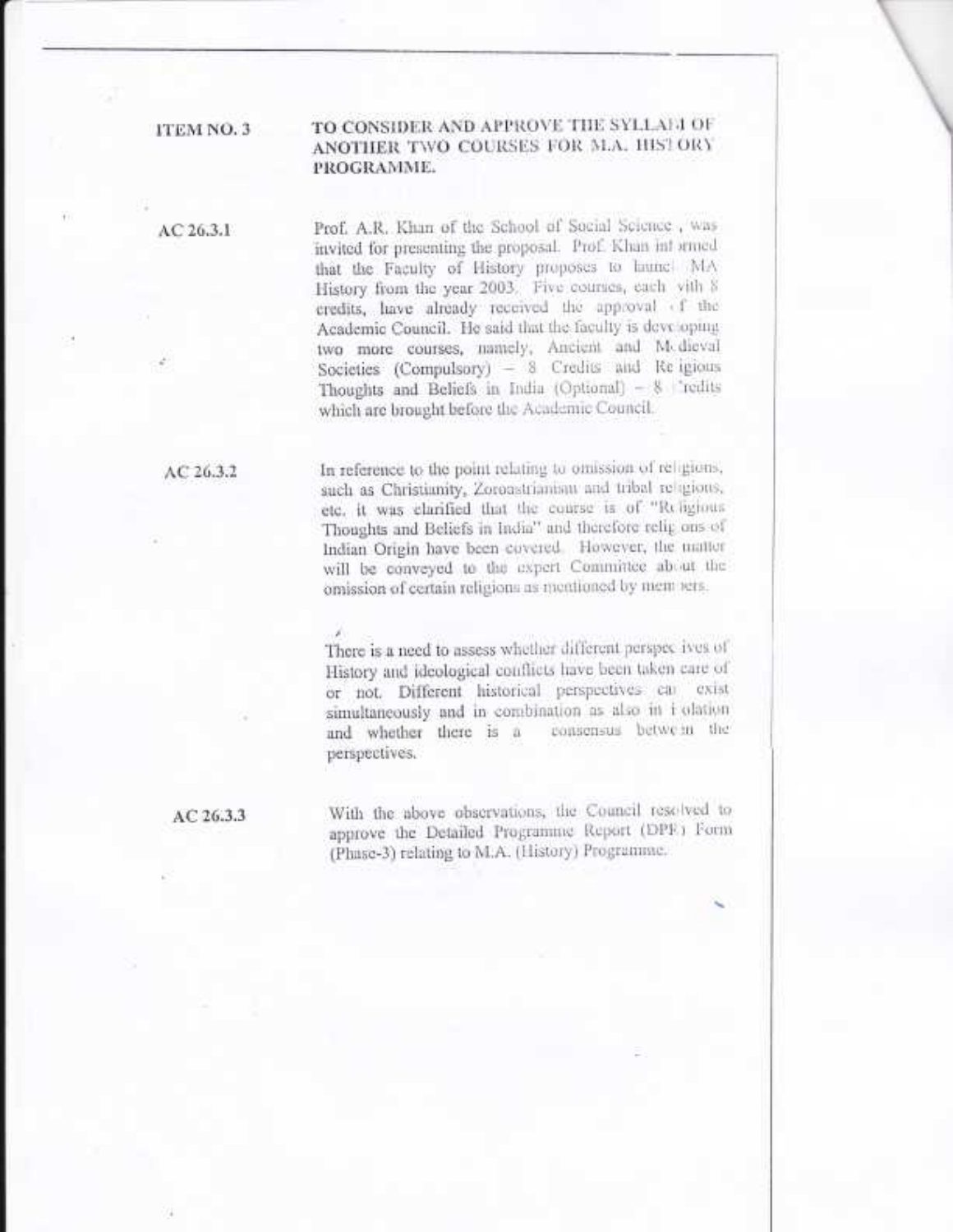**ITEM NO. 3** **TO CONSIDER AND APPROVE THE SYLLABI OF ANOTHER TWO COURSES FOR M.A. HISTORY PROGRAMME.**

**AC 26.3.1**

Prof. A.R. Khan of the School of Social Science , was invited for presenting the proposal. Prof. Khan informed that the Faculty of History proposes to launch MA History from the year 2003. Five courses, each with 8 credits, have already received the approval of the Academic Council. He said that the faculty is developing two more courses, namely, Ancient and Medieval Societies (Compulsory) – 8 Credits and Religious Thoughts and Beliefs in India (Optional) – 8 Credits which are brought before the Academic Council.

**AC 26.3.2**

In reference to the point relating to omission of religions, such as Christianity, Zoroastrianism and tribal religions, etc. it was clarified that the course is of "Religious Thoughts and Beliefs in India" and therefore religions of Indian Origin have been covered. However, the matter will be conveyed to the expert Committee about the omission of certain religions as mentioned by members.

There is a need to assess whether different perspectives of History and ideological conflicts have been taken care of or not. Different historical perspectives can exist simultaneously and in combination as also in isolation and whether there is a consensus between the perspectives.

**AC 26.3.3**

With the above observations, the Council resolved to approve the Detailed Programme Report (DPR) Form (Phase-3) relating to M.A. (History) Programme.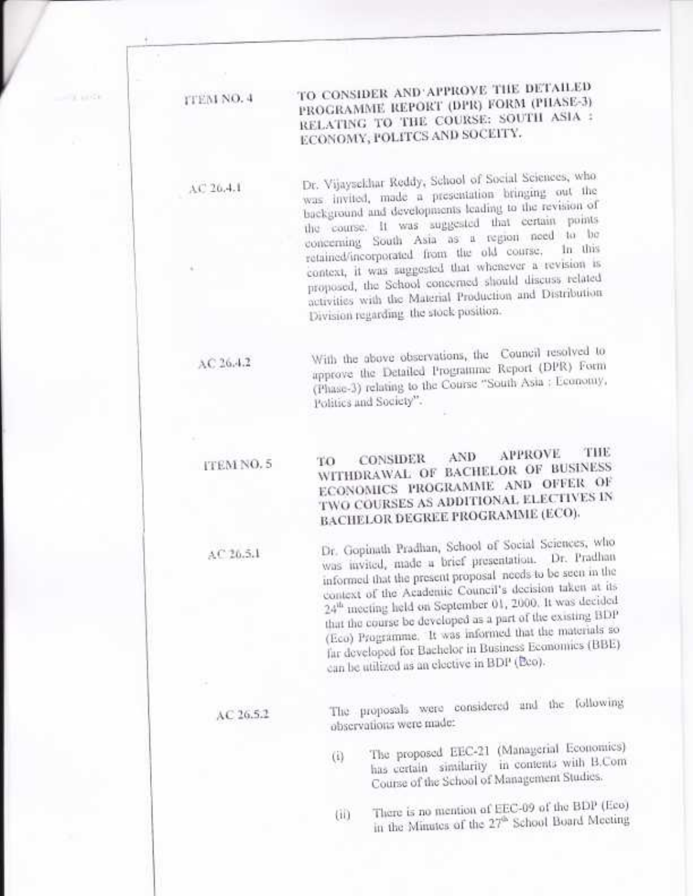**ITEM NO. 4** **TO CONSIDER AND APPROVE THE DETAILED PROGRAMME REPORT (DPR) FORM (PHASE-3) RELATING TO THE COURSE: SOUTH ASIA : ECONOMY, POLITCS AND SOCEITY.**

AC 26.4.1 Dr. Vijaysekhar Reddy, School of Social Sciences, who was invited, made a presentation bringing out the background and developments leading to the revision of the course. It was suggested that certain points concerning South Asia as a region need to be retained/incorporated from the old course. In this context, it was suggested that whenever a revision is proposed, the School concerned should discuss related activities with the Material Production and Distribution Division regarding the stock position.

AC 26.4.2 With the above observations, the Council resolved to approve the Detailed Programme Report (DPR) Form (Phase-3) relating to the Course "South Asia : Economy, Politics and Society".

**ITEM NO. 5** **TO CONSIDER AND APPROVE THE WITHDRAWAL OF BACHELOR OF BUSINESS ECONOMICS PROGRAMME AND OFFER OF TWO COURSES AS ADDITIONAL ELECTIVES IN BACHELOR DEGREE PROGRAMME (ECO).**

AC 26.5.1 Dr. Gopinath Pradhan, School of Social Sciences, who was invited, made a brief presentation. Dr. Pradhan informed that the present proposal needs to be seen in the context of the Academic Council's decision taken at its 24th meeting held on September 01, 2000. It was decided that the course be developed as a part of the existing BDP (Eco) Programme. It was informed that the materials so far developed for Bachelor in Business Economics (BBE) can be utilized as an elective in BDP (Eco).

AC 26.5.2 The proposals were considered and the following observations were made:

(i) The proposed EEC-21 (Managerial Economics) has certain similarity in contents with B.Com Course of the School of Management Studies.

(ii) There is no mention of EEC-09 of the BDP (Eco) in the Minutes of the 27th School Board Meeting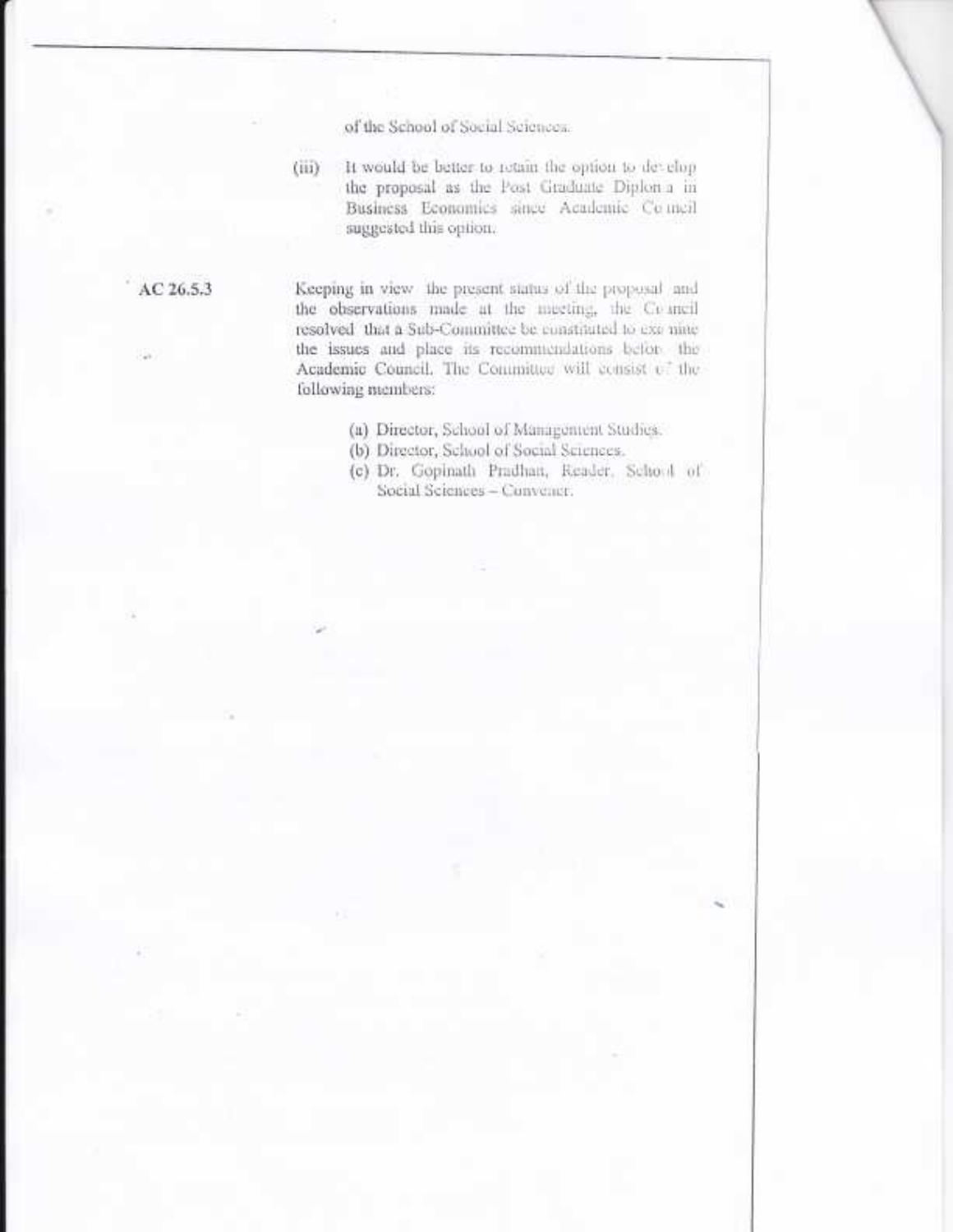of the School of Social Sciences.

(iii) It would be better to retain the option to develop the proposal as the Post Graduate Diploma in Business Economics since Academic Council suggested this option.

**AC 26.5.3**

Keeping in view the present status of the proposal and the observations made at the meeting, the Council resolved that a Sub-Committee be constituted to examine the issues and place its recommendations before the Academic Council. The Committee will consist of the following members:

(a) Director, School of Management Studies.
(b) Director, School of Social Sciences.
(c) Dr. Gopinath Pradhan, Reader, School of Social Sciences – Convener.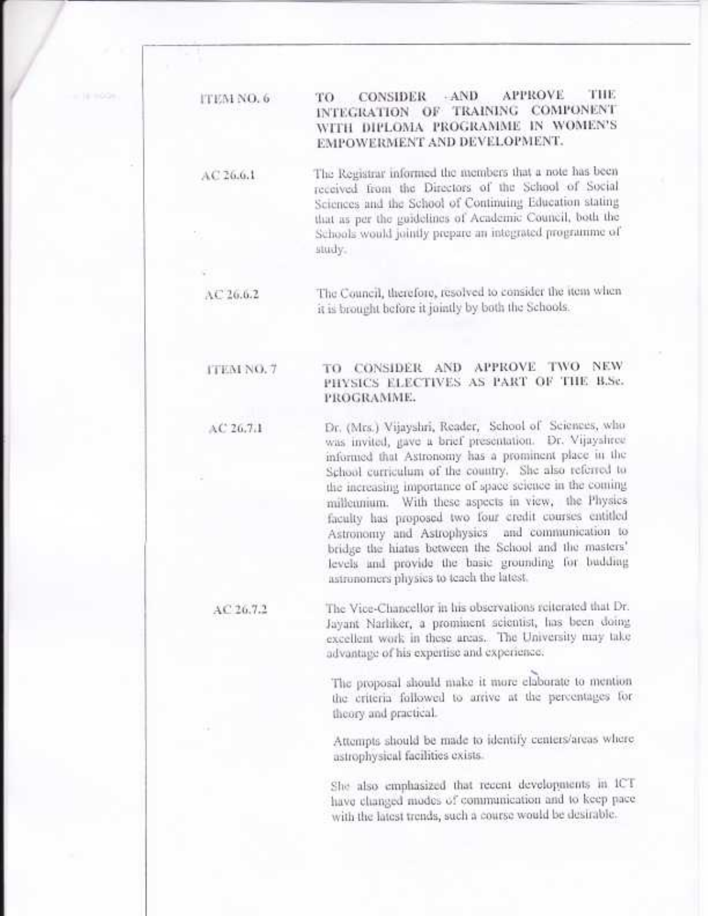| | |
|---|---|
| ITEM NO. 6 | **TO CONSIDER AND APPROVE THE INTEGRATION OF TRAINING COMPONENT WITH DIPLOMA PROGRAMME IN WOMEN'S EMPOWERMENT AND DEVELOPMENT.** |
| AC 26.6.1 | The Registrar informed the members that a note has been received from the Directors of the School of Social Sciences and the School of Continuing Education stating that as per the guidelines of Academic Council, both the Schools would jointly prepare an integrated programme of study. |
| AC 26.6.2 | The Council, therefore, resolved to consider the item when it is brought before it jointly by both the Schools. |
| ITEM NO. 7 | **TO CONSIDER AND APPROVE TWO NEW PHYSICS ELECTIVES AS PART OF THE B.Sc. PROGRAMME.** |
| AC 26.7.1 | Dr. (Mrs.) Vijayshri, Reader, School of Sciences, who was invited, gave a brief presentation. Dr. Vijayshree informed that Astronomy has a prominent place in the School curriculum of the country. She also referred to the increasing importance of space science in the coming millennium. With these aspects in view, the Physics faculty has proposed two four credit courses entitled Astronomy and Astrophysics and communication to bridge the hiatus between the School and the masters' levels and provide the basic grounding for budding astronomers physics to teach the latest. |
| AC 26.7.2 | The Vice-Chancellor in his observations reiterated that Dr. Jayant Narliker, a prominent scientist, has been doing excellent work in these areas. The University may take advantage of his expertise and experience. |

The proposal should make it more elaborate to mention the criteria followed to arrive at the percentages for theory and practical.

Attempts should be made to identify centers/areas where astrophysical facilities exists.

She also emphasized that recent developments in ICT have changed modes of communication and to keep pace with the latest trends, such a course would be desirable.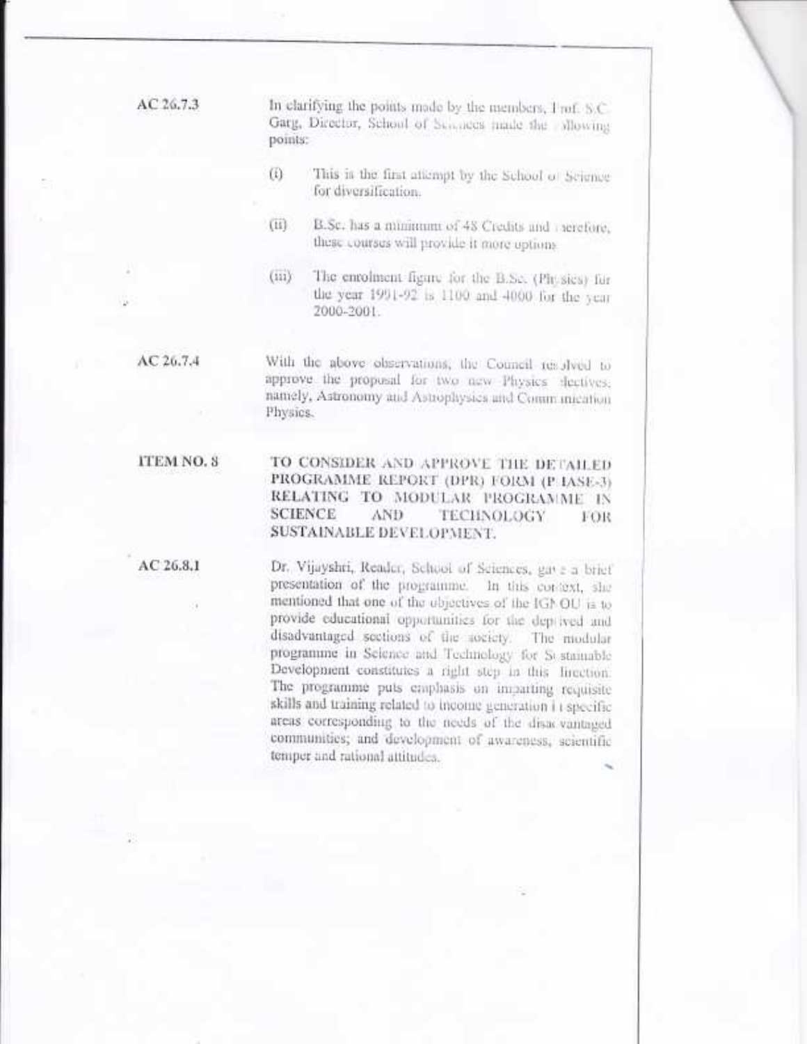AC 26.7.3

In clarifying the points made by the members, Prof. S.C. Garg, Director, School of Sciences made the following points:

(i) This is the first attempt by the School of Science for diversification.

(ii) B.Sc. has a minimum of 48 Credits and therefore, these courses will provide it more options

(iii) The enrolment figure for the B.Sc. (Physics) for the year 1991-92 is 1100 and 4000 for the year 2000-2001.

AC 26.7.4

With the above observations, the Council resolved to approve the proposal for two new Physics electives, namely, Astronomy and Astrophysics and Communication Physics.

**ITEM NO. 8**

**TO CONSIDER AND APPROVE THE DETAILED PROGRAMME REPORT (DPR) FORM (PHASE-3) RELATING TO MODULAR PROGRAMME IN SCIENCE AND TECHNOLOGY FOR SUSTAINABLE DEVELOPMENT.**

AC 26.8.1

Dr. Vijayshri, Reader, School of Sciences, gave a brief presentation of the programme. In this context, she mentioned that one of the objectives of the IGNOU is to provide educational opportunities for the deprived and disadvantaged sections of the society. The modular programme in Science and Technology for Sustainable Development constitutes a right step in this direction. The programme puts emphasis on imparting requisite skills and training related to income generation in specific areas corresponding to the needs of the disadvantaged communities; and development of awareness, scientific temper and rational attitudes.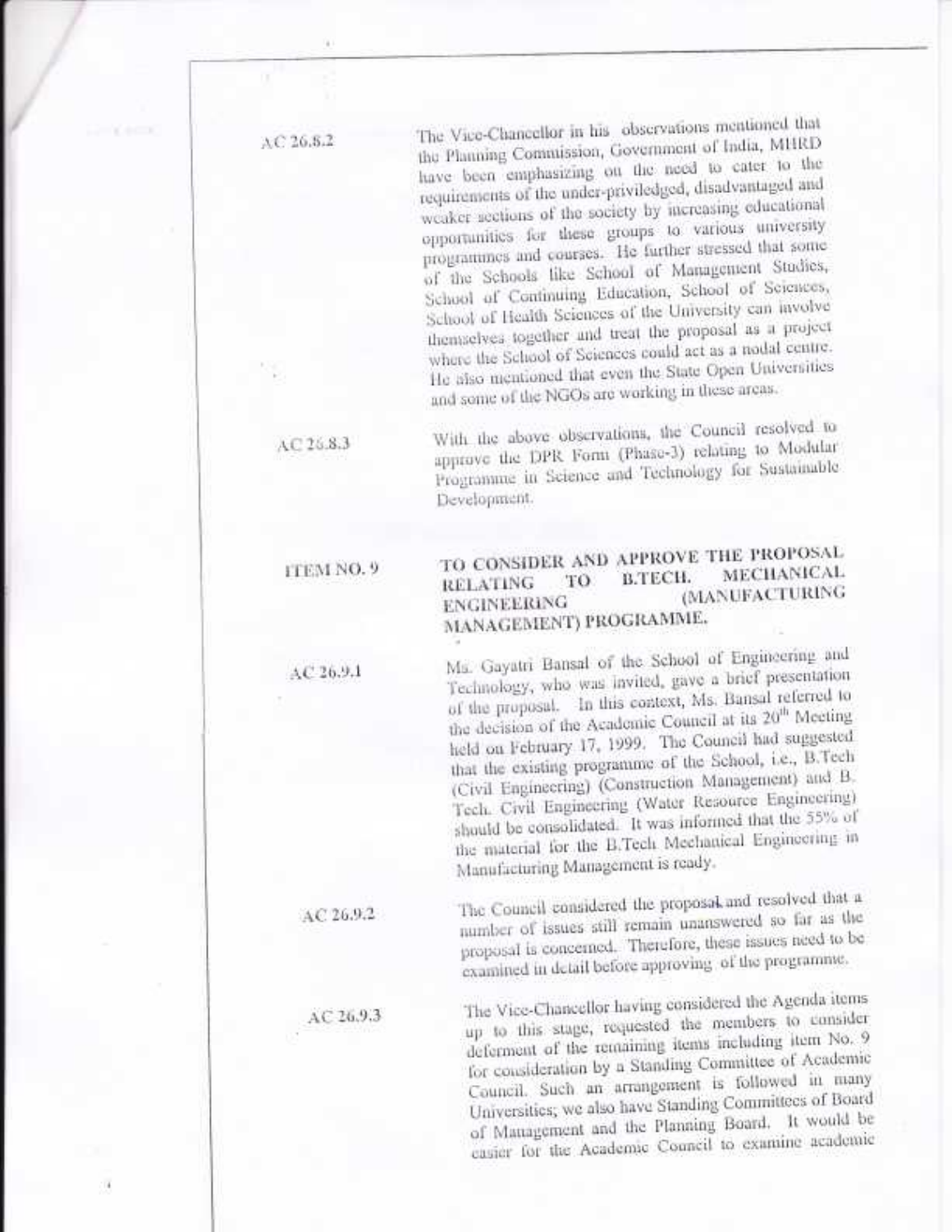AC 26.8.2

The Vice-Chancellor in his observations mentioned that the Planning Commission, Government of India, MHRD have been emphasizing on the need to cater to the requirements of the under-priviledged, disadvantaged and weaker sections of the society by increasing educational opportunities for these groups to various university programmes and courses. He further stressed that some of the Schools like School of Management Studies, School of Continuing Education, School of Sciences, School of Health Sciences of the University can involve themselves together and treat the proposal as a project where the School of Sciences could act as a nodal centre. He also mentioned that even the State Open Universities and some of the NGOs are working in these areas.

AC 26.8.3

With the above observations, the Council resolved to approve the DPR Form (Phase-3) relating to Modular Programme in Science and Technology for Sustainable Development.

**ITEM NO. 9** **TO CONSIDER AND APPROVE THE PROPOSAL RELATING TO B.TECH. MECHANICAL ENGINEERING (MANUFACTURING MANAGEMENT) PROGRAMME.**

AC 26.9.1

Ms. Gayatri Bansal of the School of Engineering and Technology, who was invited, gave a brief presentation of the proposal. In this context, Ms. Bansal referred to the decision of the Academic Council at its 20th Meeting held on February 17, 1999. The Council had suggested that the existing programme of the School, i.e., B.Tech (Civil Engineering) (Construction Management) and B. Tech. Civil Engineering (Water Resource Engineering) should be consolidated. It was informed that the 55% of the material for the B.Tech Mechanical Engineering in Manufacturing Management is ready.

AC 26.9.2

The Council considered the proposal and resolved that a number of issues still remain unanswered so far as the proposal is concerned. Therefore, these issues need to be examined in detail before approving of the programme.

AC 26.9.3

The Vice-Chancellor having considered the Agenda items up to this stage, requested the members to consider deferment of the remaining items including item No. 9 for consideration by a Standing Committee of Academic Council. Such an arrangement is followed in many Universities; we also have Standing Committees of Board of Management and the Planning Board. It would be easier for the Academic Council to examine academic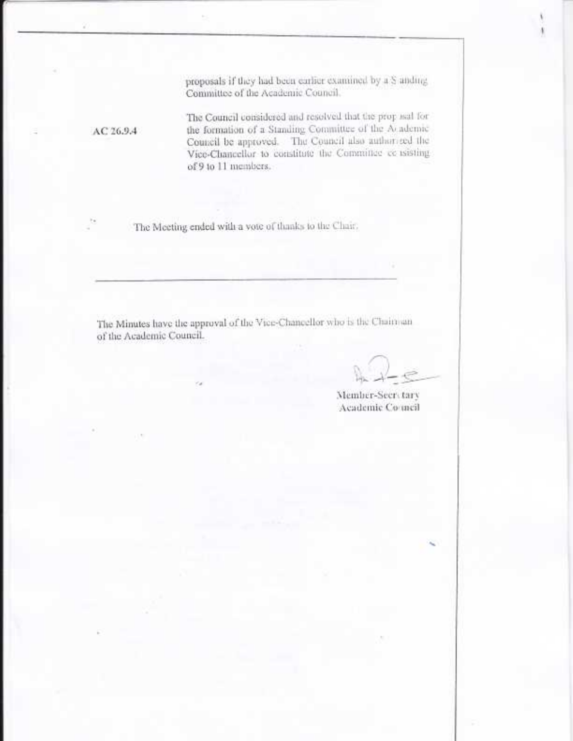proposals if they had been earlier examined by a Standing Committee of the Academic Council.

AC 26.9.4

The Council considered and resolved that the proposal for the formation of a Standing Committee of the Academic Council be approved. The Council also authorized the Vice-Chancellor to constitute the Committee consisting of 9 to 11 members.

The Meeting ended with a vote of thanks to the Chair.

---

The Minutes have the approval of the Vice-Chancellor who is the Chairman of the Academic Council.

Member-Secretary
Academic Council